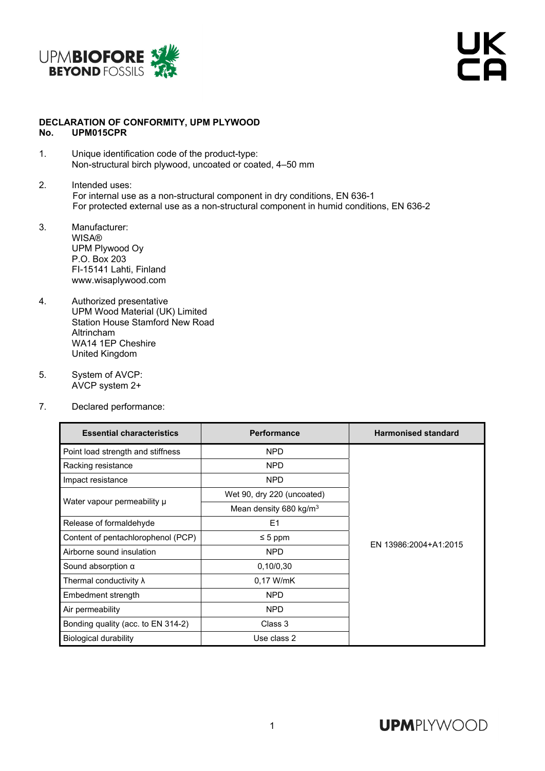**DECLARATION OF CONFORMITY, UPM PLYWOOD**
**No. UPM015CPR**

1. Unique identification code of the product-type:
   Non-structural birch plywood, uncoated or coated, 4–50 mm

2. Intended uses:
   For internal use as a non-structural component in dry conditions, EN 636-1
   For protected external use as a non-structural component in humid conditions, EN 636-2

3. Manufacturer:
   WISA®
   UPM Plywood Oy
   P.O. Box 203
   FI-15141 Lahti, Finland
   www.wisaplywood.com

4. Authorized presentative
   UPM Wood Material (UK) Limited
   Station House Stamford New Road
   Altrincham
   WA14 1EP Cheshire
   United Kingdom

5. System of AVCP:
   AVCP system 2+

7. Declared performance:

| Essential characteristics | Performance | Harmonised standard |
|---|---|---|
| Point load strength and stiffness | NPD | EN 13986:2004+A1:2015 |
| Racking resistance | NPD | |
| Impact resistance | NPD | |
| Water vapour permeability μ | Wet 90, dry 220 (uncoated) | |
| | Mean density 680 kg/m³ | |
| Release of formaldehyde | E1 | |
| Content of pentachlorophenol (PCP) | ≤ 5 ppm | |
| Airborne sound insulation | NPD | |
| Sound absorption α | 0,10/0,30 | |
| Thermal conductivity λ | 0,17 W/mK | |
| Embedment strength | NPD | |
| Air permeability | NPD | |
| Bonding quality (acc. to EN 314-2) | Class 3 | |
| Biological durability | Use class 2 | |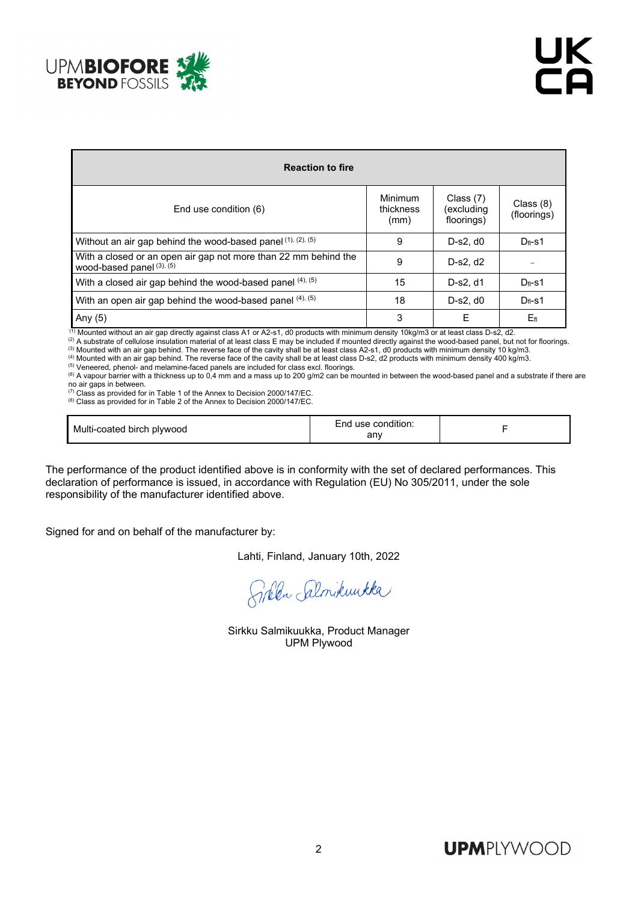| Reaction to fire | | | |
|---|---|---|---|
| End use condition (6) | Minimum thickness (mm) | Class (7) (excluding floorings) | Class (8) (floorings) |
| Without an air gap behind the wood-based panel [1], [2], [5] | 9 | D-s2, d0 | $D_{fl}$-s1 |
| With a closed or an open air gap not more than 22 mm behind the wood-based panel [3], [5] | 9 | D-s2, d2 | – |
| With a closed air gap behind the wood-based panel [4], [5] | 15 | D-s2, d1 | $D_{fl}$-s1 |
| With an open air gap behind the wood-based panel [4], [5] | 18 | D-s2, d0 | $D_{fl}$-s1 |
| Any (5) | 3 | E | $E_{fl}$ |

[1] Mounted without an air gap directly against class A1 or A2-s1, d0 products with minimum density 10kg/m3 or at least class D-s2, d2.
[2] A substrate of cellulose insulation material of at least class E may be included if mounted directly against the wood-based panel, but not for floorings.
[3] Mounted with an air gap behind. The reverse face of the cavity shall be at least class A2-s1, d0 products with minimum density 10 kg/m3.
[4] Mounted with an air gap behind. The reverse face of the cavity shall be at least class D-s2, d2 products with minimum density 400 kg/m3.
[5] Veneered, phenol- and melamine-faced panels are included for class excl. floorings.
[6] A vapour barrier with a thickness up to 0,4 mm and a mass up to 200 g/m2 can be mounted in between the wood-based panel and a substrate if there are no air gaps in between.
[7] Class as provided for in Table 1 of the Annex to Decision 2000/147/EC.
[8] Class as provided for in Table 2 of the Annex to Decision 2000/147/EC.

| | | |
|---|---|---|
| Multi-coated birch plywood | End use condition: any | F |

The performance of the product identified above is in conformity with the set of declared performances. This declaration of performance is issued, in accordance with Regulation (EU) No 305/2011, under the sole responsibility of the manufacturer identified above.

Signed for and on behalf of the manufacturer by:

Lahti, Finland, January 10th, 2022

Sirkku Salmikuukka, Product Manager
UPM Plywood